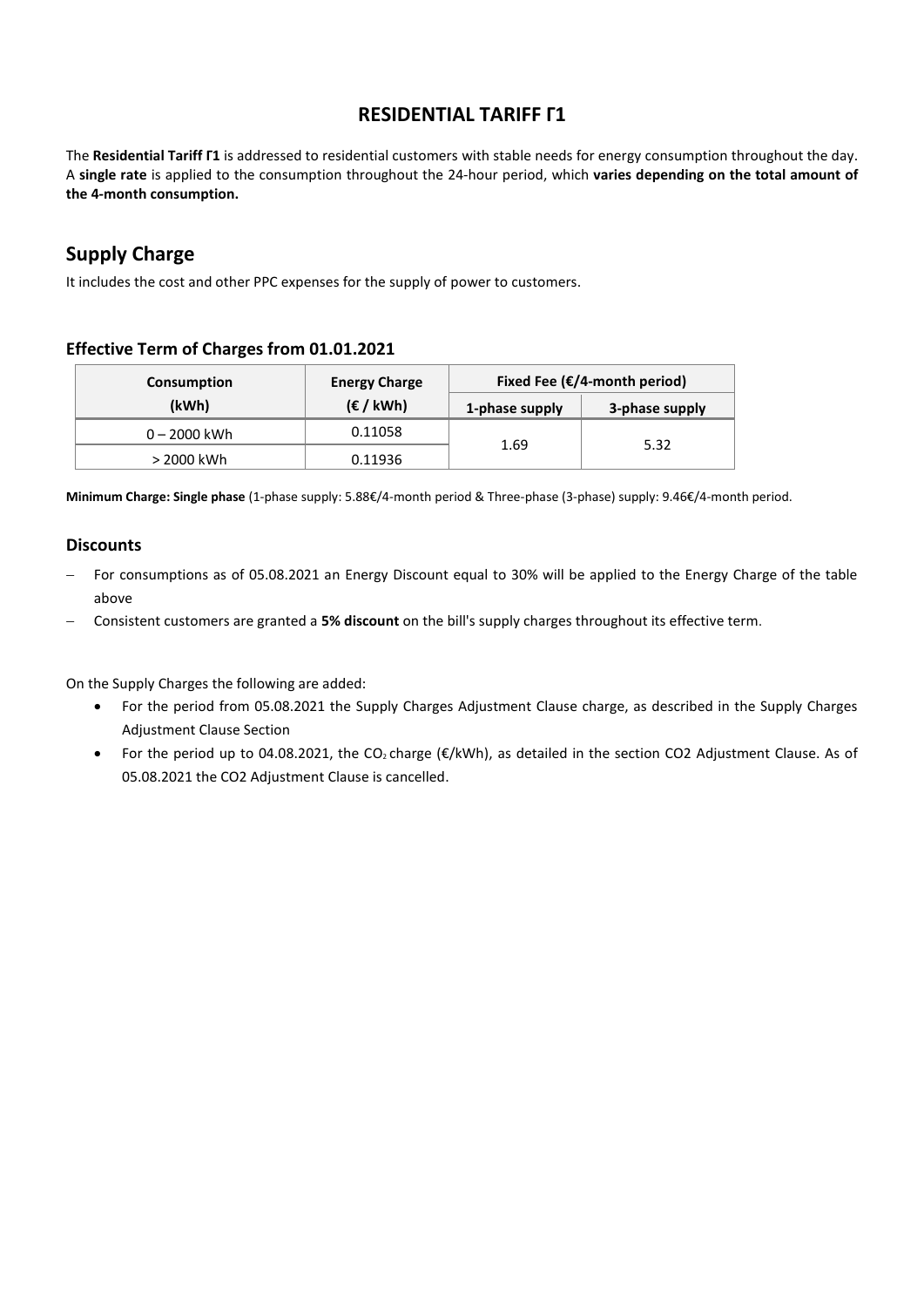# RESIDENTIAL TARIFF Γ1

The **Residential Tariff Γ1** is addressed to residential customers with stable needs for energy consumption throughout the day. A **single rate** is applied to the consumption throughout the 24-hour period, which **varies depending on the total amount of the 4-month consumption.**

## Supply Charge

It includes the cost and other PPC expenses for the supply of power to customers.

### Effective Term of Charges from 01.01.2021

| Consumption (kWh) | Energy Charge (€ / kWh) | Fixed Fee (€/4-month period) | |
|---|---|---|---|
| | | 1-phase supply | 3-phase supply |
| 0 – 2000 kWh | 0.11058 | 1.69 | 5.32 |
| > 2000 kWh | 0.11936 | | |

**Minimum Charge: Single phase** (1-phase supply: 5.88€/4-month period & Three-phase (3-phase) supply: 9.46€/4-month period.

### Discounts

- For consumptions as of 05.08.2021 an Energy Discount equal to 30% will be applied to the Energy Charge of the table above
- Consistent customers are granted a **5% discount** on the bill's supply charges throughout its effective term.

On the Supply Charges the following are added:

- For the period from 05.08.2021 the Supply Charges Adjustment Clause charge, as described in the Supply Charges Adjustment Clause Section
- For the period up to 04.08.2021, the $CO_2$ charge (€/kWh), as detailed in the section CO2 Adjustment Clause. As of 05.08.2021 the CO2 Adjustment Clause is cancelled.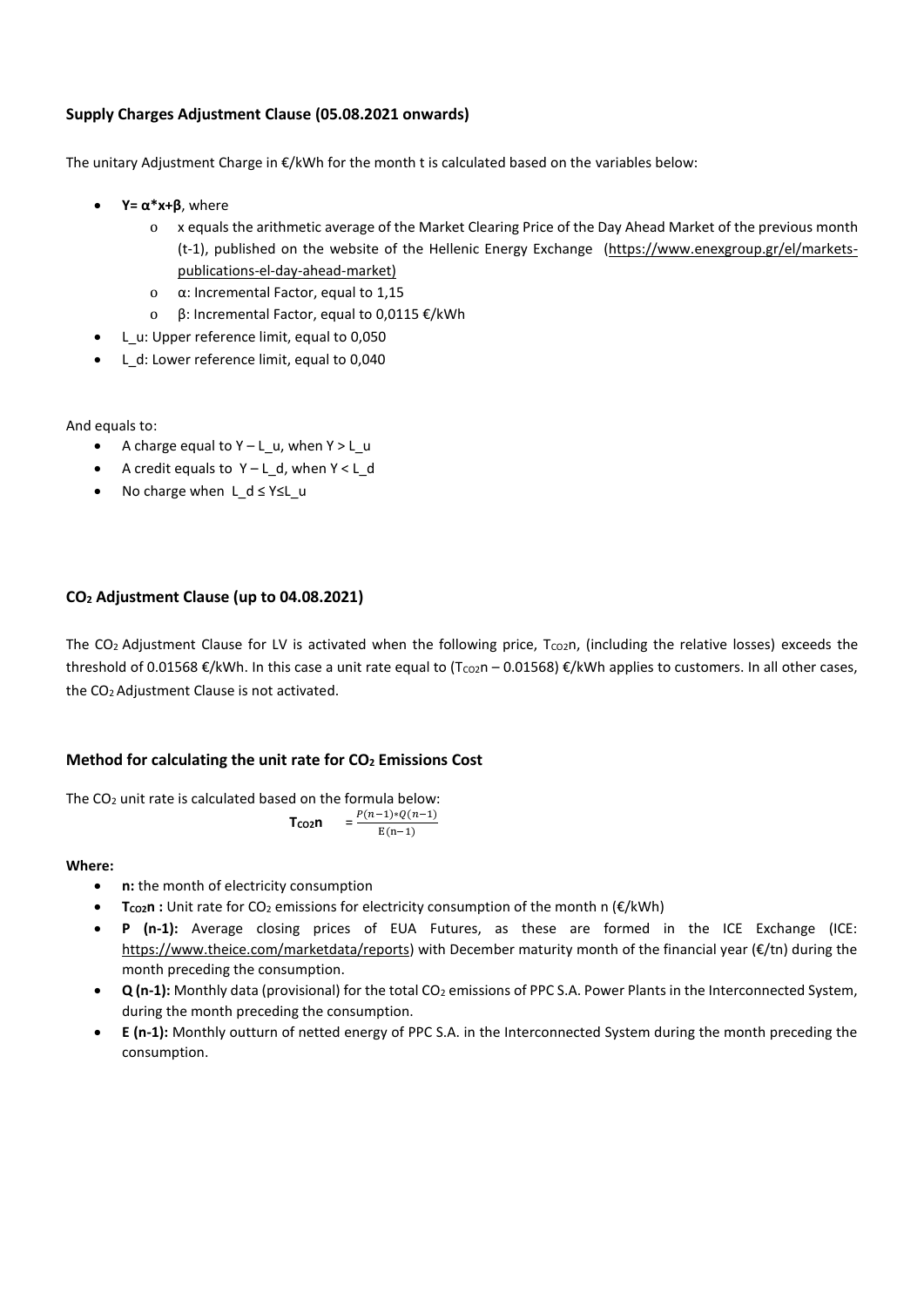## Supply Charges Adjustment Clause (05.08.2021 onwards)

The unitary Adjustment Charge in €/kWh for the month t is calculated based on the variables below:

- **$Y = α*x+β$**, where
  - x equals the arithmetic average of the Market Clearing Price of the Day Ahead Market of the previous month (t-1), published on the website of the Hellenic Energy Exchange (https://www.enexgroup.gr/el/markets-publications-el-day-ahead-market)
  - α: Incremental Factor, equal to 1,15
  - β: Incremental Factor, equal to 0,0115 €/kWh
- L_u: Upper reference limit, equal to 0,050
- L_d: Lower reference limit, equal to 0,040

And equals to:

- A charge equal to Y – L_u, when Y > L_u
- A credit equals to Y – L_d, when Y < L_d
- No charge when L_d ≤ Y≤L_u

## $CO_2$ Adjustment Clause (up to 04.08.2021)

The $CO_2$ Adjustment Clause for LV is activated when the following price, $T_{CO2}n$, (including the relative losses) exceeds the threshold of 0.01568 €/kWh. In this case a unit rate equal to ($T_{CO2}n$ – 0.01568) €/kWh applies to customers. In all other cases, the $CO_2$ Adjustment Clause is not activated.

## Method for calculating the unit rate for $CO_2$ Emissions Cost

The $CO_2$ unit rate is calculated based on the formula below:

$$\mathbf{T_{CO2}n} = \frac{P(n-1)*Q(n-1)}{E(n-1)}$$

**Where:**

- **n:** the month of electricity consumption
- **$T_{CO2}n$ :** Unit rate for $CO_2$ emissions for electricity consumption of the month n (€/kWh)
- **P (n-1):** Average closing prices of EUA Futures, as these are formed in the ICE Exchange (ICE: https://www.theice.com/marketdata/reports) with December maturity month of the financial year (€/tn) during the month preceding the consumption.
- **Q (n-1):** Monthly data (provisional) for the total $CO_2$ emissions of PPC S.A. Power Plants in the Interconnected System, during the month preceding the consumption.
- **E (n-1):** Monthly outturn of netted energy of PPC S.A. in the Interconnected System during the month preceding the consumption.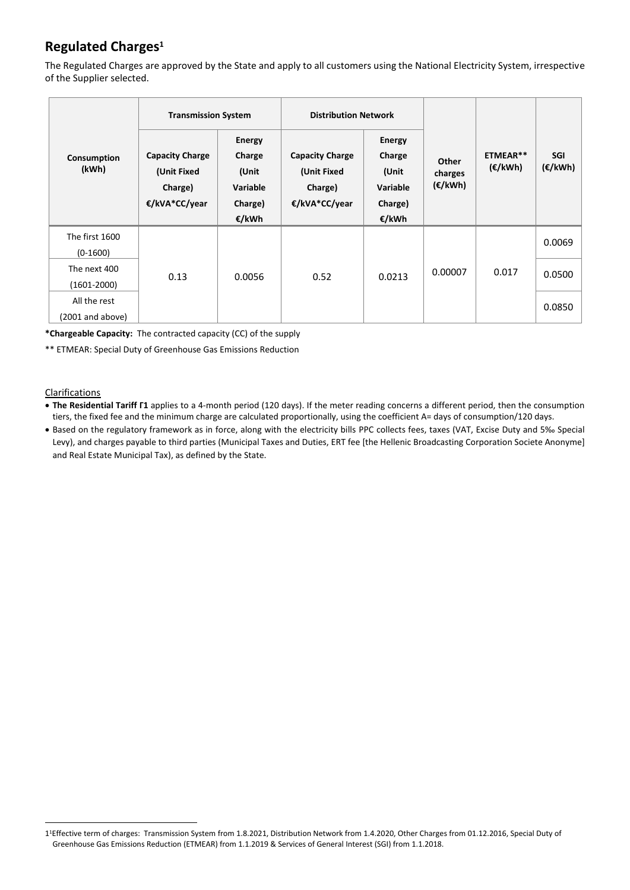## Regulated Charges[1]

The Regulated Charges are approved by the State and apply to all customers using the National Electricity System, irrespective of the Supplier selected.

| Consumption (kWh) | Transmission System | | Distribution Network | | Other charges (€/kWh) | ETMEAR** (€/kWh) | SGI (€/kWh) |
|---|---|---|---|---|---|---|---|
| | Capacity Charge (Unit Fixed Charge) €/kVA*CC/year | Energy Charge (Unit Variable Charge) €/kWh | Capacity Charge (Unit Fixed Charge) €/kVA*CC/year | Energy Charge (Unit Variable Charge) €/kWh | | | |
| The first 1600 (0-1600) | 0.13 | 0.0056 | 0.52 | 0.0213 | 0.00007 | 0.017 | 0.0069 |
| The next 400 (1601-2000) | | | | | | | 0.0500 |
| All the rest (2001 and above) | | | | | | | 0.0850 |

**\*Chargeable Capacity:** The contracted capacity (CC) of the supply

** ETMEAR: Special Duty of Greenhouse Gas Emissions Reduction

Clarifications

- **The Residential Tariff Γ1** applies to a 4-month period (120 days). If the meter reading concerns a different period, then the consumption tiers, the fixed fee and the minimum charge are calculated proportionally, using the coefficient A= days of consumption/120 days.
- Based on the regulatory framework as in force, along with the electricity bills PPC collects fees, taxes (VAT, Excise Duty and 5‰ Special Levy), and charges payable to third parties (Municipal Taxes and Duties, ERT fee [the Hellenic Broadcasting Corporation Societe Anonyme] and Real Estate Municipal Tax), as defined by the State.

[1] Effective term of charges: Transmission System from 1.8.2021, Distribution Network from 1.4.2020, Other Charges from 01.12.2016, Special Duty of Greenhouse Gas Emissions Reduction (ETMEAR) from 1.1.2019 & Services of General Interest (SGI) from 1.1.2018.